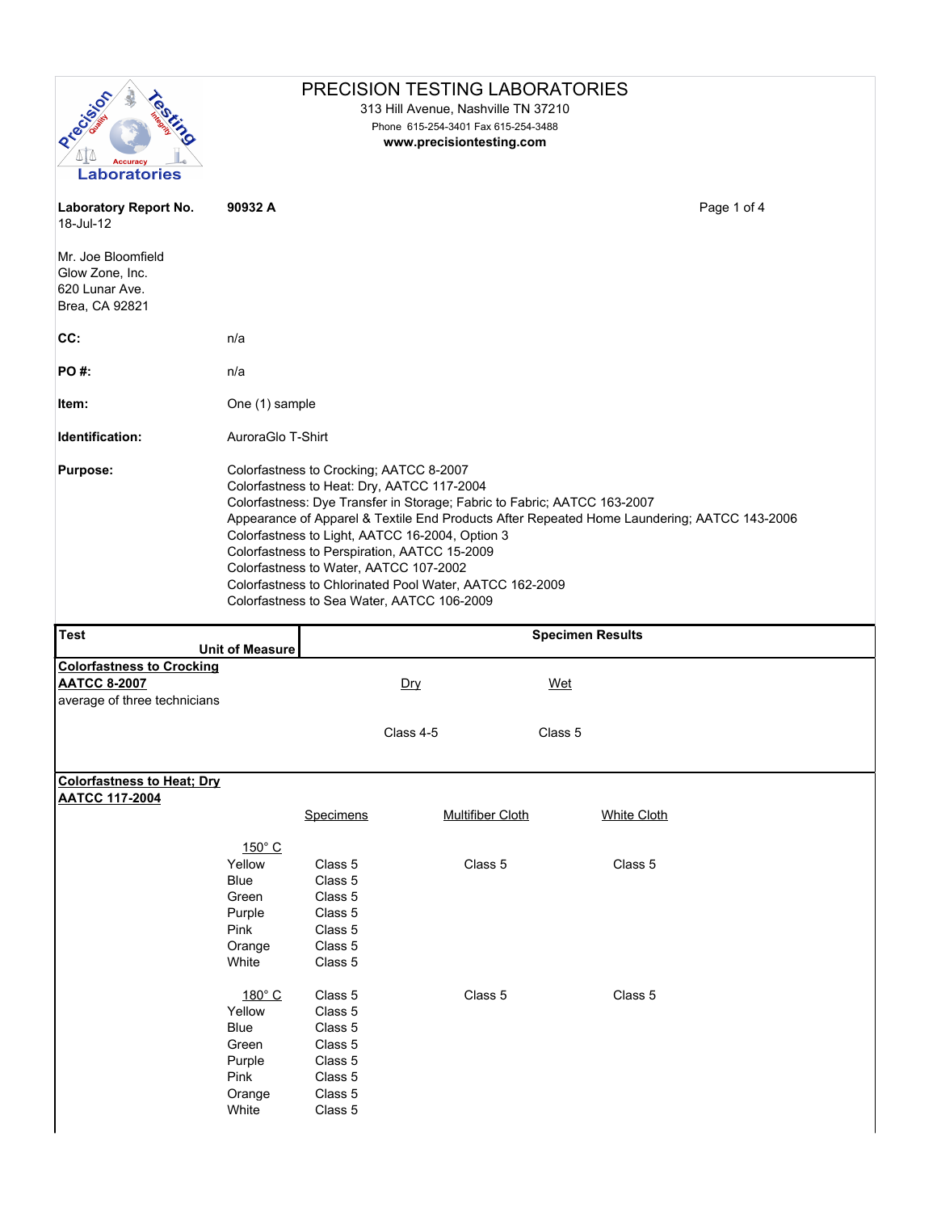# PRECISION TESTING LABORATORIES

313 Hill Avenue, Nashville TN 37210
Phone 615-254-3401 Fax 615-254-3488
**www.precisiontesting.com**

**Laboratory Report No.** **90932 A**
18-Jul-12

Mr. Joe Bloomfield
Glow Zone, Inc.
620 Lunar Ave.
Brea, CA 92821

**CC:** n/a

**PO #:** n/a

**Item:** One (1) sample

**Identification:** AuroraGlo T-Shirt

**Purpose:**
Colorfastness to Crocking; AATCC 8-2007
Colorfastness to Heat: Dry, AATCC 117-2004
Colorfastness: Dye Transfer in Storage; Fabric to Fabric; AATCC 163-2007
Appearance of Apparel & Textile End Products After Repeated Home Laundering; AATCC 143-2006
Colorfastness to Light, AATCC 16-2004, Option 3
Colorfastness to Perspiration, AATCC 15-2009
Colorfastness to Water, AATCC 107-2002
Colorfastness to Chlorinated Pool Water, AATCC 162-2009
Colorfastness to Sea Water, AATCC 106-2009

| Test / Unit of Measure | Specimen Results | | |
|---|---|---|---|
| **Colorfastness to Crocking** | | | |
| **AATCC 8-2007** | Dry | Wet | |
| average of three technicians | Class 4-5 | Class 5 | |
| **Colorfastness to Heat; Dry** | | | |
| **AATCC 117-2004** | Specimens | Multifiber Cloth | White Cloth |
| 150° C | | | |
| Yellow | Class 5 | Class 5 | Class 5 |
| Blue | Class 5 | | |
| Green | Class 5 | | |
| Purple | Class 5 | | |
| Pink | Class 5 | | |
| Orange | Class 5 | | |
| White | Class 5 | | |
| 180° C | Class 5 | Class 5 | Class 5 |
| Yellow | Class 5 | | |
| Blue | Class 5 | | |
| Green | Class 5 | | |
| Purple | Class 5 | | |
| Pink | Class 5 | | |
| Orange | Class 5 | | |
| White | Class 5 | | |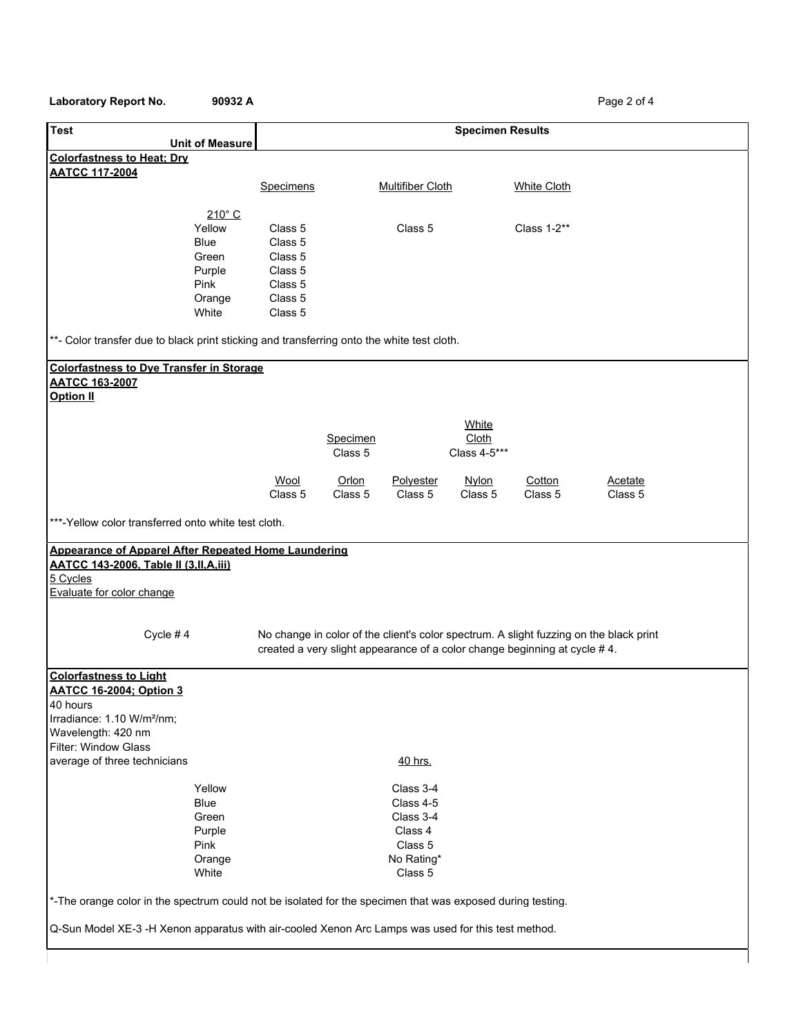**Laboratory Report No.** **90932 A**

| **Test** <br> **Unit of Measure** | **Specimen Results** |
|---|---|

### Colorfastness to Heat; Dry
**AATCC 117-2004**

| 210° C | Specimens | Multifiber Cloth | White Cloth |
|---|---|---|---|
| Yellow | Class 5 | Class 5 | Class 1-2** |
| Blue | Class 5 | | |
| Green | Class 5 | | |
| Purple | Class 5 | | |
| Pink | Class 5 | | |
| Orange | Class 5 | | |
| White | Class 5 | | |

**- Color transfer due to black print sticking and transferring onto the white test cloth.

### Colorfastness to Dye Transfer in Storage
**AATCC 163-2007**
**Option II**

| Specimen | White Cloth |
|---|---|
| Class 5 | Class 4-5*** |

| Wool | Orlon | Polyester | Nylon | Cotton | Acetate |
|---|---|---|---|---|---|
| Class 5 | Class 5 | Class 5 | Class 5 | Class 5 | Class 5 |

***-Yellow color transferred onto white test cloth.

### Appearance of Apparel After Repeated Home Laundering
**AATCC 143-2006, Table II (3,II,A,iii)**
5 Cycles
Evaluate for color change

Cycle # 4 — No change in color of the client's color spectrum. A slight fuzzing on the black print created a very slight appearance of a color change beginning at cycle # 4.

### Colorfastness to Light
**AATCC 16-2004; Option 3**
40 hours
Irradiance: 1.10 W/m²/nm;
Wavelength: 420 nm
Filter: Window Glass
average of three technicians

| | 40 hrs. |
|---|---|
| Yellow | Class 3-4 |
| Blue | Class 4-5 |
| Green | Class 3-4 |
| Purple | Class 4 |
| Pink | Class 5 |
| Orange | No Rating* |
| White | Class 5 |

*-The orange color in the spectrum could not be isolated for the specimen that was exposed during testing.

Q-Sun Model XE-3 -H Xenon apparatus with air-cooled Xenon Arc Lamps was used for this test method.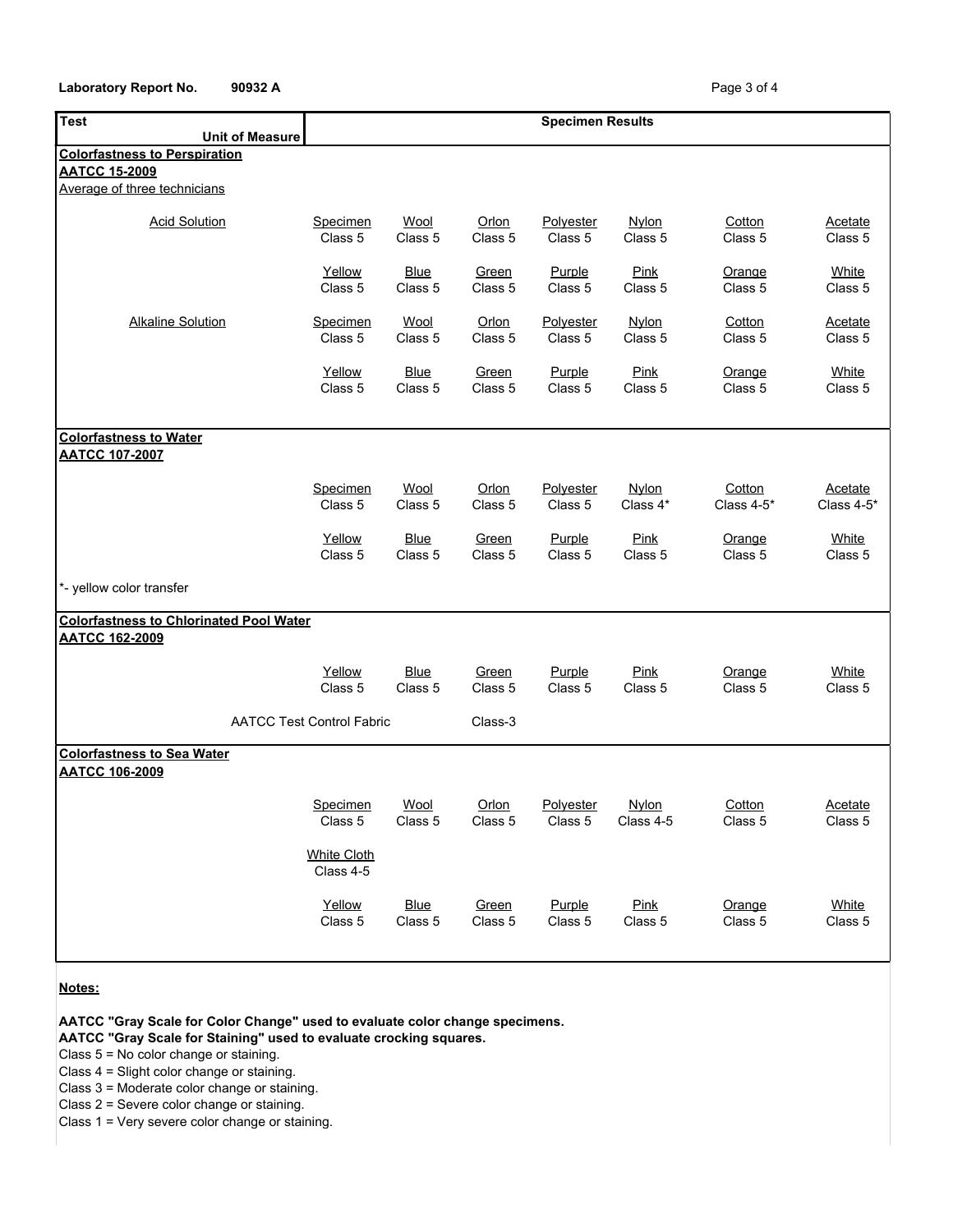**Laboratory Report No. 90932 A**

| Test / Unit of Measure | Specimen Results | | | | | | |
|---|---|---|---|---|---|---|---|
| **Colorfastness to Perspiration** | | | | | | | |
| **AATCC 15-2009** | | | | | | | |
| Average of three technicians | | | | | | | |
| Acid Solution | Specimen | Wool | Orlon | Polyester | Nylon | Cotton | Acetate |
| | Class 5 | Class 5 | Class 5 | Class 5 | Class 5 | Class 5 | Class 5 |
| | Yellow | Blue | Green | Purple | Pink | Orange | White |
| | Class 5 | Class 5 | Class 5 | Class 5 | Class 5 | Class 5 | Class 5 |
| Alkaline Solution | Specimen | Wool | Orlon | Polyester | Nylon | Cotton | Acetate |
| | Class 5 | Class 5 | Class 5 | Class 5 | Class 5 | Class 5 | Class 5 |
| | Yellow | Blue | Green | Purple | Pink | Orange | White |
| | Class 5 | Class 5 | Class 5 | Class 5 | Class 5 | Class 5 | Class 5 |
| **Colorfastness to Water** | | | | | | | |
| **AATCC 107-2007** | | | | | | | |
| | Specimen | Wool | Orlon | Polyester | Nylon | Cotton | Acetate |
| | Class 5 | Class 5 | Class 5 | Class 5 | Class 4* | Class 4-5* | Class 4-5* |
| | Yellow | Blue | Green | Purple | Pink | Orange | White |
| | Class 5 | Class 5 | Class 5 | Class 5 | Class 5 | Class 5 | Class 5 |
| *- yellow color transfer | | | | | | | |
| **Colorfastness to Chlorinated Pool Water** | | | | | | | |
| **AATCC 162-2009** | | | | | | | |
| | Yellow | Blue | Green | Purple | Pink | Orange | White |
| | Class 5 | Class 5 | Class 5 | Class 5 | Class 5 | Class 5 | Class 5 |
| AATCC Test Control Fabric | | | Class-3 | | | | |
| **Colorfastness to Sea Water** | | | | | | | |
| **AATCC 106-2009** | | | | | | | |
| | Specimen | Wool | Orlon | Polyester | Nylon | Cotton | Acetate |
| | Class 5 | Class 5 | Class 5 | Class 5 | Class 4-5 | Class 5 | Class 5 |
| | White Cloth | | | | | | |
| | Class 4-5 | | | | | | |
| | Yellow | Blue | Green | Purple | Pink | Orange | White |
| | Class 5 | Class 5 | Class 5 | Class 5 | Class 5 | Class 5 | Class 5 |

**Notes:**

**AATCC "Gray Scale for Color Change" used to evaluate color change specimens.**
**AATCC "Gray Scale for Staining" used to evaluate crocking squares.**

Class 5 = No color change or staining.
Class 4 = Slight color change or staining.
Class 3 = Moderate color change or staining.
Class 2 = Severe color change or staining.
Class 1 = Very severe color change or staining.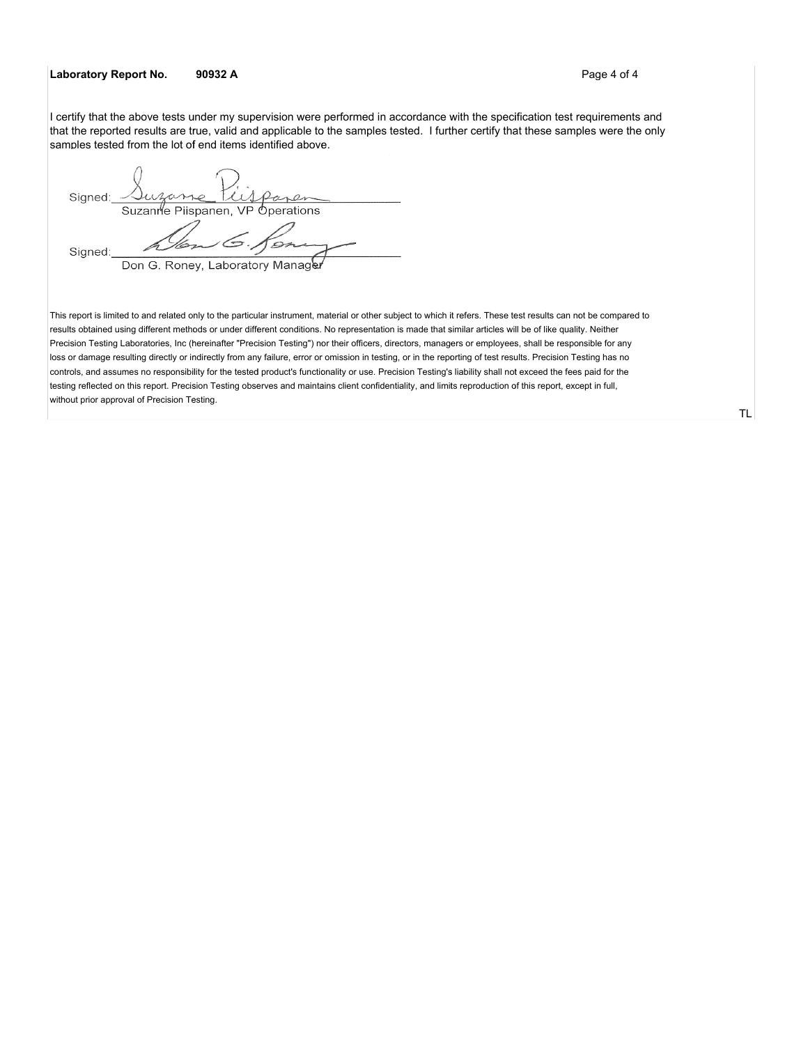**Laboratory Report No.** **90932 A**

I certify that the above tests under my supervision were performed in accordance with the specification test requirements and that the reported results are true, valid and applicable to the samples tested. I further certify that these samples were the only samples tested from the lot of end items identified above.

Signed: Suzanne Piispanen
Suzanne Piispanen, VP Operations

Signed: Don G. Roney
Don G. Roney, Laboratory Manager

This report is limited to and related only to the particular instrument, material or other subject to which it refers. These test results can not be compared to results obtained using different methods or under different conditions. No representation is made that similar articles will be of like quality. Neither Precision Testing Laboratories, Inc (hereinafter "Precision Testing") nor their officers, directors, managers or employees, shall be responsible for any loss or damage resulting directly or indirectly from any failure, error or omission in testing, or in the reporting of test results. Precision Testing has no controls, and assumes no responsibility for the tested product's functionality or use. Precision Testing's liability shall not exceed the fees paid for the testing reflected on this report. Precision Testing observes and maintains client confidentiality, and limits reproduction of this report, except in full, without prior approval of Precision Testing.

TL